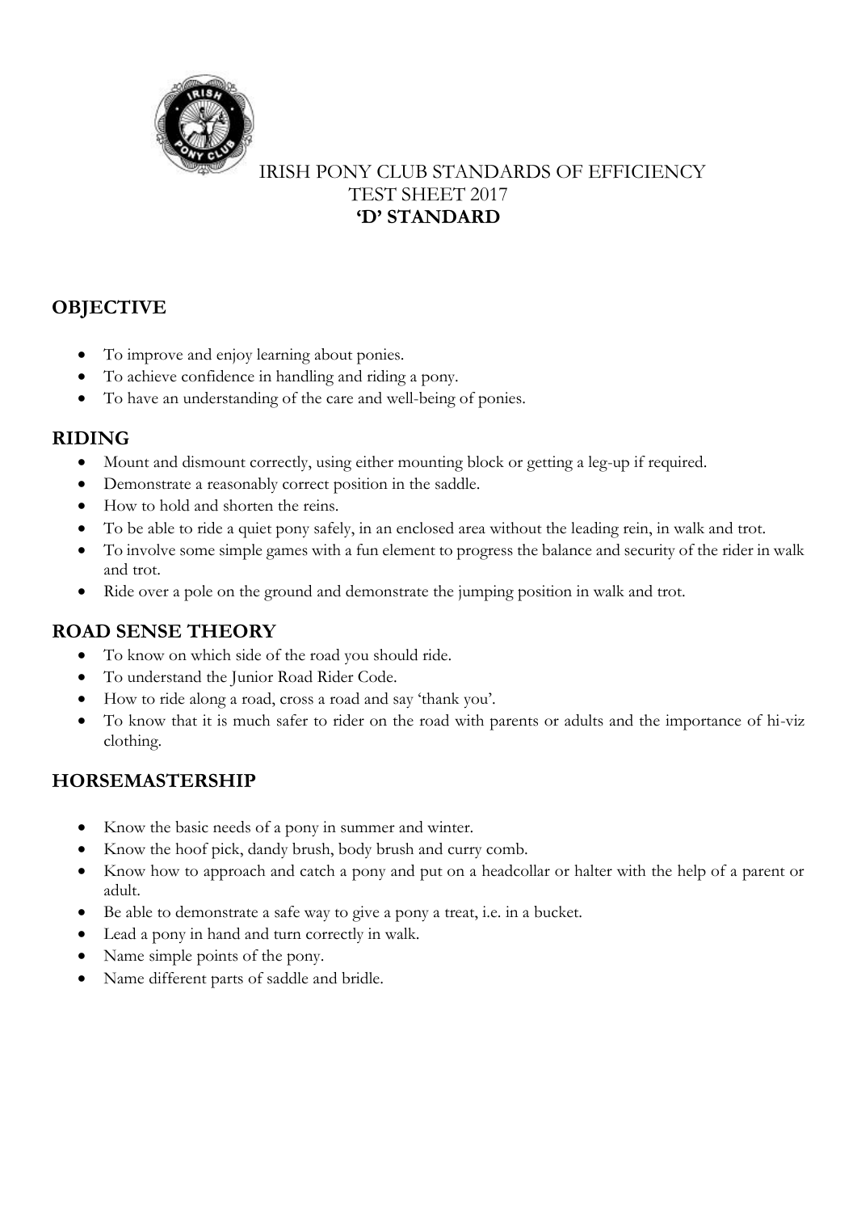IRISH PONY CLUB STANDARDS OF EFFICIENCY
TEST SHEET 2017
**'D' STANDARD**

## OBJECTIVE

- To improve and enjoy learning about ponies.
- To achieve confidence in handling and riding a pony.
- To have an understanding of the care and well-being of ponies.

## RIDING

- Mount and dismount correctly, using either mounting block or getting a leg-up if required.
- Demonstrate a reasonably correct position in the saddle.
- How to hold and shorten the reins.
- To be able to ride a quiet pony safely, in an enclosed area without the leading rein, in walk and trot.
- To involve some simple games with a fun element to progress the balance and security of the rider in walk and trot.
- Ride over a pole on the ground and demonstrate the jumping position in walk and trot.

## ROAD SENSE THEORY

- To know on which side of the road you should ride.
- To understand the Junior Road Rider Code.
- How to ride along a road, cross a road and say 'thank you'.
- To know that it is much safer to rider on the road with parents or adults and the importance of hi-viz clothing.

## HORSEMASTERSHIP

- Know the basic needs of a pony in summer and winter.
- Know the hoof pick, dandy brush, body brush and curry comb.
- Know how to approach and catch a pony and put on a headcollar or halter with the help of a parent or adult.
- Be able to demonstrate a safe way to give a pony a treat, i.e. in a bucket.
- Lead a pony in hand and turn correctly in walk.
- Name simple points of the pony.
- Name different parts of saddle and bridle.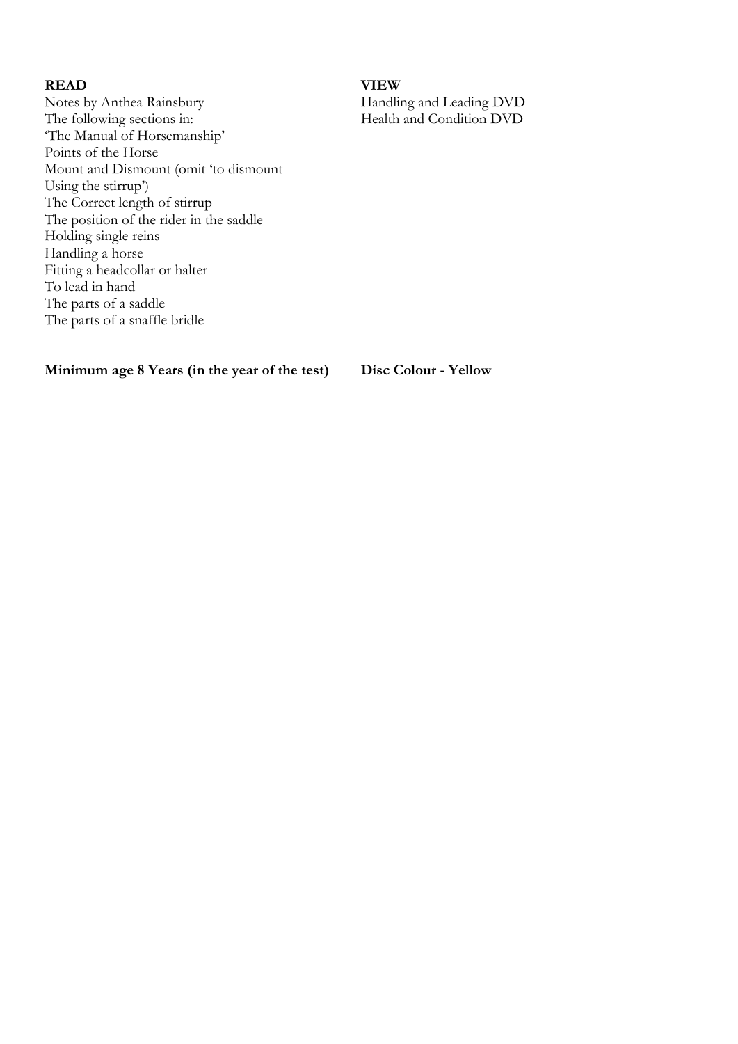**READ**

Notes by Anthea Rainsbury
The following sections in:
'The Manual of Horsemanship'
Points of the Horse
Mount and Dismount (omit 'to dismount
Using the stirrup')
The Correct length of stirrup
The position of the rider in the saddle
Holding single reins
Handling a horse
Fitting a headcollar or halter
To lead in hand
The parts of a saddle
The parts of a snaffle bridle

**VIEW**

Handling and Leading DVD
Health and Condition DVD

**Minimum age 8 Years (in the year of the test)**

**Disc Colour - Yellow**